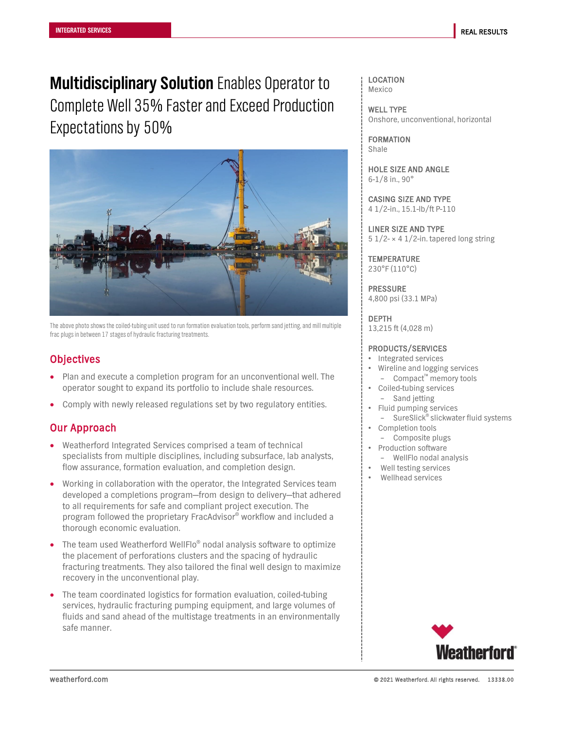INTEGRATED SERVICES

REAL RESULTS

# **Multidisciplinary Solution** Enables Operator to Complete Well 35% Faster and Exceed Production Expectations by 50%

The above photo shows the coiled-tubing unit used to run formation evaluation tools, perform sand jetting, and mill multiple frac plugs in between 17 stages of hydraulic fracturing treatments.

## Objectives

- Plan and execute a completion program for an unconventional well. The operator sought to expand its portfolio to include shale resources.
- Comply with newly released regulations set by two regulatory entities.

## Our Approach

- Weatherford Integrated Services comprised a team of technical specialists from multiple disciplines, including subsurface, lab analysts, flow assurance, formation evaluation, and completion design.
- Working in collaboration with the operator, the Integrated Services team developed a completions program—from design to delivery—that adhered to all requirements for safe and compliant project execution. The program followed the proprietary FracAdvisor® workflow and included a thorough economic evaluation.
- The team used Weatherford WellFlo® nodal analysis software to optimize the placement of perforations clusters and the spacing of hydraulic fracturing treatments. They also tailored the final well design to maximize recovery in the unconventional play.
- The team coordinated logistics for formation evaluation, coiled-tubing services, hydraulic fracturing pumping equipment, and large volumes of fluids and sand ahead of the multistage treatments in an environmentally safe manner.

**LOCATION**
Mexico

**WELL TYPE**
Onshore, unconventional, horizontal

**FORMATION**
Shale

**HOLE SIZE AND ANGLE**
6-1/8 in., 90°

**CASING SIZE AND TYPE**
4 1/2-in., 15.1-lb/ft P-110

**LINER SIZE AND TYPE**
5 1/2- × 4 1/2-in. tapered long string

**TEMPERATURE**
230°F (110°C)

**PRESSURE**
4,800 psi (33.1 MPa)

**DEPTH**
13,215 ft (4,028 m)

**PRODUCTS/SERVICES**

- Integrated services
- Wireline and logging services
  - Compact™ memory tools
- Coiled-tubing services
  - Sand jetting
- Fluid pumping services
  - SureSlick® slickwater fluid systems
- Completion tools
  - Composite plugs
- Production software
  - WellFlo nodal analysis
- Well testing services
- Wellhead services

weatherford.com

© 2021 Weatherford. All rights reserved. 13338.00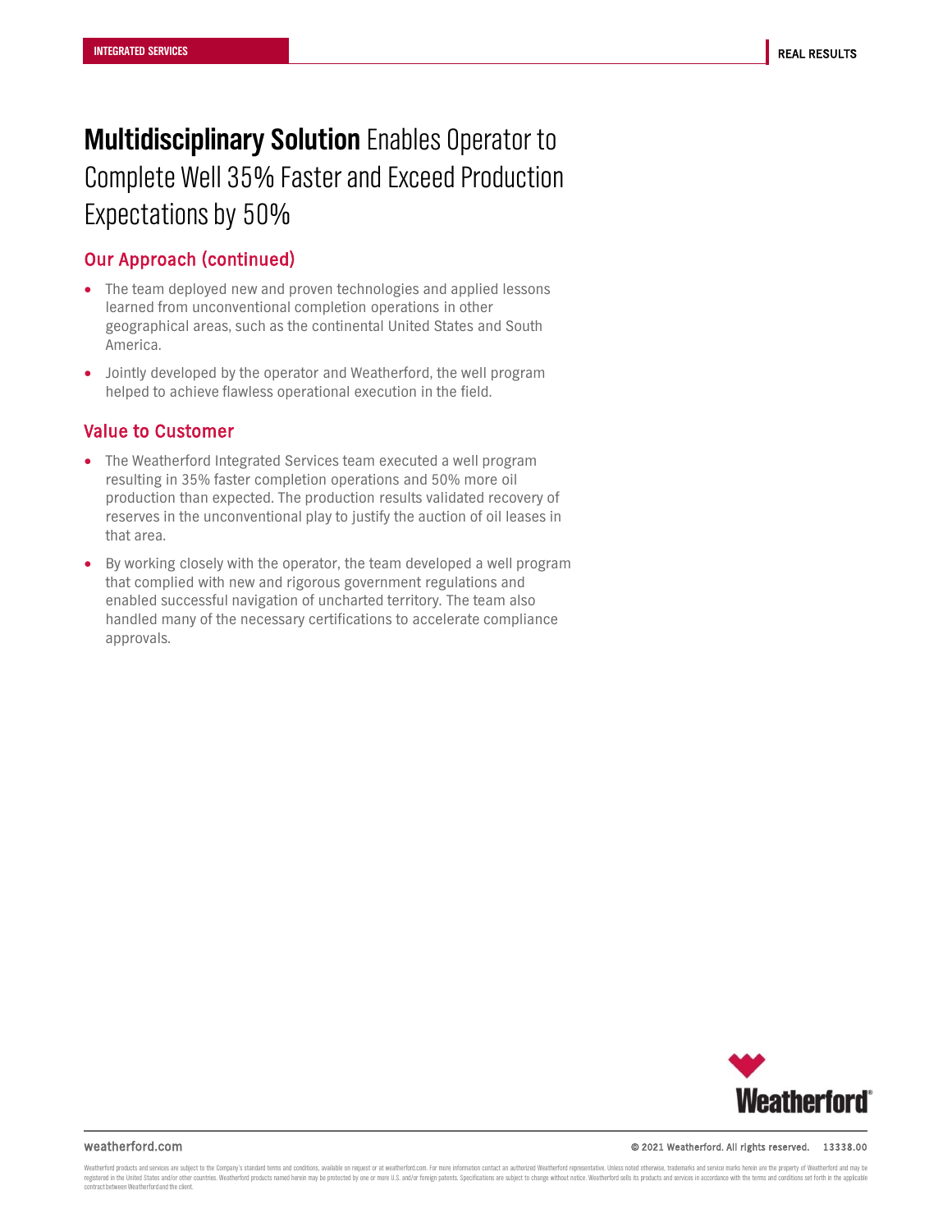# **Multidisciplinary Solution** Enables Operator to Complete Well 35% Faster and Exceed Production Expectations by 50%

## Our Approach (continued)

- The team deployed new and proven technologies and applied lessons learned from unconventional completion operations in other geographical areas, such as the continental United States and South America.
- Jointly developed by the operator and Weatherford, the well program helped to achieve flawless operational execution in the field.

## Value to Customer

- The Weatherford Integrated Services team executed a well program resulting in 35% faster completion operations and 50% more oil production than expected. The production results validated recovery of reserves in the unconventional play to justify the auction of oil leases in that area.
- By working closely with the operator, the team developed a well program that complied with new and rigorous government regulations and enabled successful navigation of uncharted territory. The team also handled many of the necessary certifications to accelerate compliance approvals.

weatherford.com

© 2021 Weatherford. All rights reserved. 13338.00

Weatherford products and services are subject to the Company's standard terms and conditions, available on request or at weatherford.com. For more information contact an authorized Weatherford representative. Unless noted otherwise, trademarks and service marks herein are the property of Weatherford and may be registered in the United States and/or other countries. Weatherford products named herein may be protected by one or more U.S. and/or foreign patents. Specifications are subject to change without notice. Weatherford sells its products and services in accordance with the terms and conditions set forth in the applicable contract between Weatherford and the client.